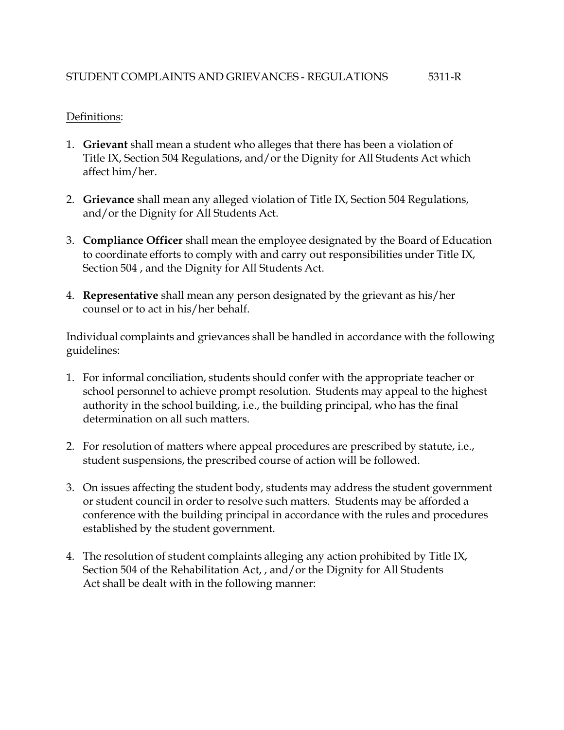# STUDENT COMPLAINTS AND GRIEVANCES - REGULATIONS 5311-R

Definitions:

1. **Grievant** shall mean a student who alleges that there has been a violation of Title IX, Section 504 Regulations, and/or the Dignity for All Students Act which affect him/her.

2. **Grievance** shall mean any alleged violation of Title IX, Section 504 Regulations, and/or the Dignity for All Students Act.

3. **Compliance Officer** shall mean the employee designated by the Board of Education to coordinate efforts to comply with and carry out responsibilities under Title IX, Section 504 , and the Dignity for All Students Act.

4. **Representative** shall mean any person designated by the grievant as his/her counsel or to act in his/her behalf.

Individual complaints and grievances shall be handled in accordance with the following guidelines:

1. For informal conciliation, students should confer with the appropriate teacher or school personnel to achieve prompt resolution. Students may appeal to the highest authority in the school building, i.e., the building principal, who has the final determination on all such matters.

2. For resolution of matters where appeal procedures are prescribed by statute, i.e., student suspensions, the prescribed course of action will be followed.

3. On issues affecting the student body, students may address the student government or student council in order to resolve such matters. Students may be afforded a conference with the building principal in accordance with the rules and procedures established by the student government.

4. The resolution of student complaints alleging any action prohibited by Title IX, Section 504 of the Rehabilitation Act, , and/or the Dignity for All Students Act shall be dealt with in the following manner: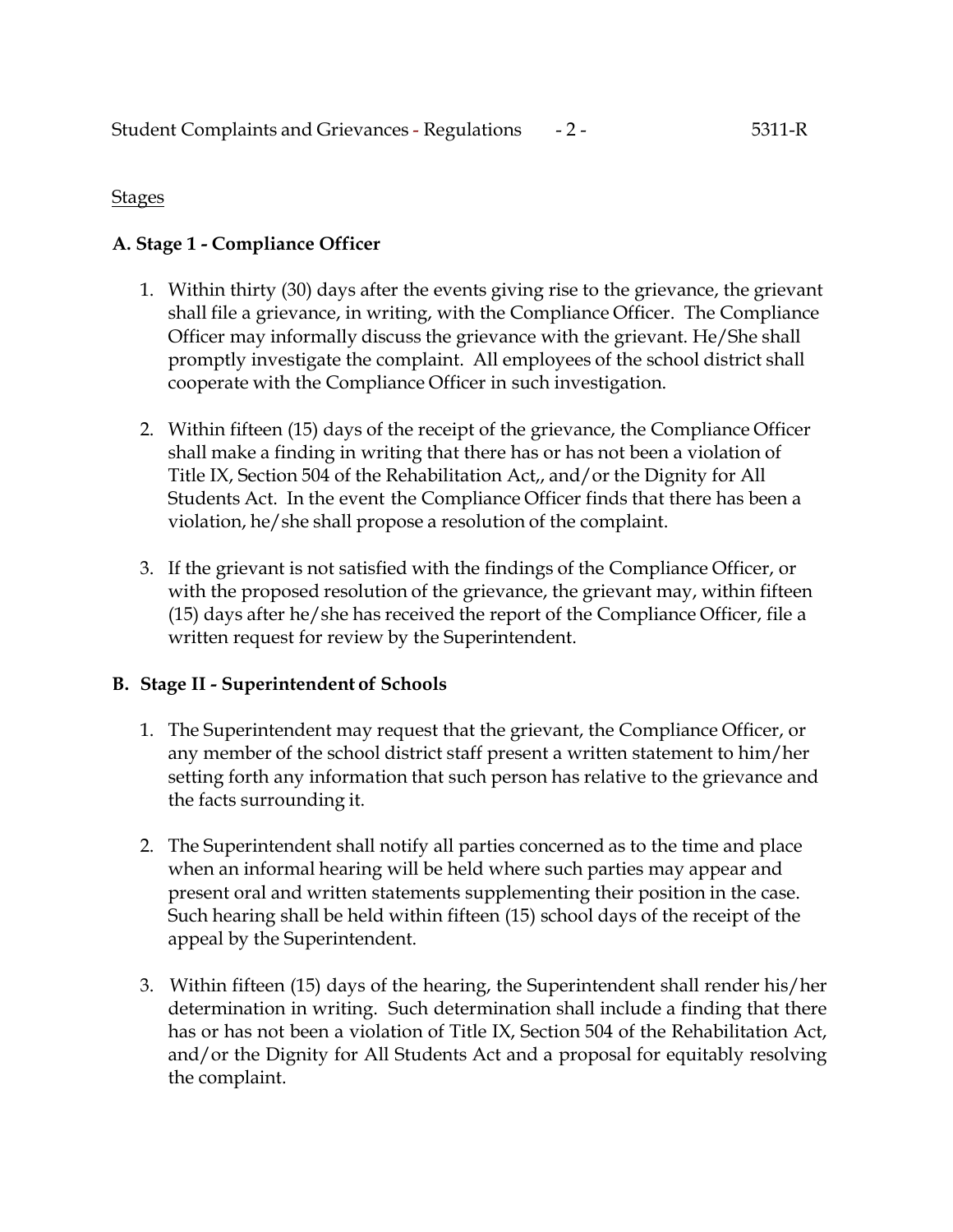Stages

**A. Stage 1 - Compliance Officer**

1. Within thirty (30) days after the events giving rise to the grievance, the grievant shall file a grievance, in writing, with the Compliance Officer. The Compliance Officer may informally discuss the grievance with the grievant. He/She shall promptly investigate the complaint. All employees of the school district shall cooperate with the Compliance Officer in such investigation.

2. Within fifteen (15) days of the receipt of the grievance, the Compliance Officer shall make a finding in writing that there has or has not been a violation of Title IX, Section 504 of the Rehabilitation Act,, and/or the Dignity for All Students Act. In the event the Compliance Officer finds that there has been a violation, he/she shall propose a resolution of the complaint.

3. If the grievant is not satisfied with the findings of the Compliance Officer, or with the proposed resolution of the grievance, the grievant may, within fifteen (15) days after he/she has received the report of the Compliance Officer, file a written request for review by the Superintendent.

**B. Stage II - Superintendent of Schools**

1. The Superintendent may request that the grievant, the Compliance Officer, or any member of the school district staff present a written statement to him/her setting forth any information that such person has relative to the grievance and the facts surrounding it.

2. The Superintendent shall notify all parties concerned as to the time and place when an informal hearing will be held where such parties may appear and present oral and written statements supplementing their position in the case. Such hearing shall be held within fifteen (15) school days of the receipt of the appeal by the Superintendent.

3. Within fifteen (15) days of the hearing, the Superintendent shall render his/her determination in writing. Such determination shall include a finding that there has or has not been a violation of Title IX, Section 504 of the Rehabilitation Act, and/or the Dignity for All Students Act and a proposal for equitably resolving the complaint.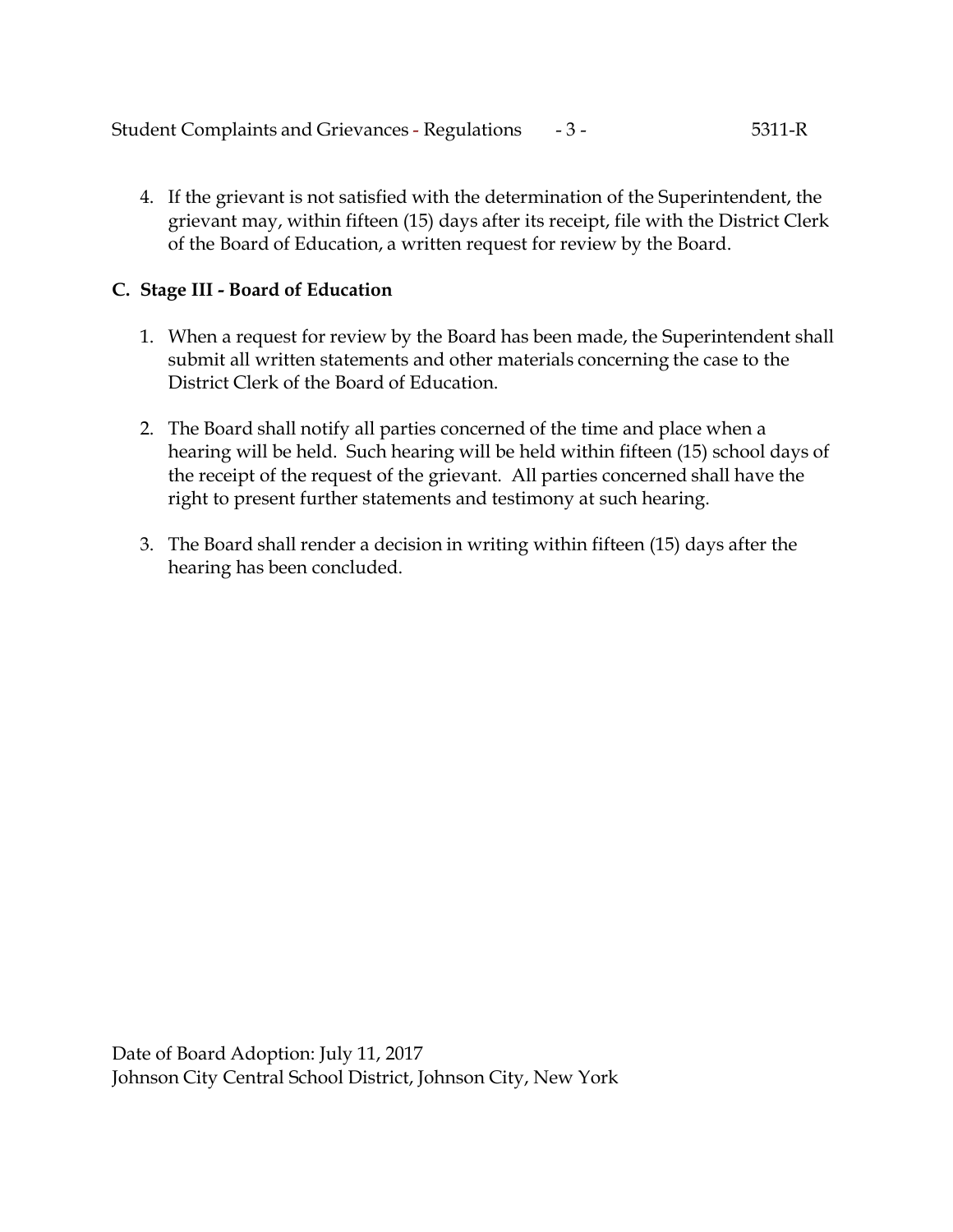4. If the grievant is not satisfied with the determination of the Superintendent, the grievant may, within fifteen (15) days after its receipt, file with the District Clerk of the Board of Education, a written request for review by the Board.

**C. Stage III - Board of Education**

1. When a request for review by the Board has been made, the Superintendent shall submit all written statements and other materials concerning the case to the District Clerk of the Board of Education.

2. The Board shall notify all parties concerned of the time and place when a hearing will be held. Such hearing will be held within fifteen (15) school days of the receipt of the request of the grievant. All parties concerned shall have the right to present further statements and testimony at such hearing.

3. The Board shall render a decision in writing within fifteen (15) days after the hearing has been concluded.

Date of Board Adoption: July 11, 2017
Johnson City Central School District, Johnson City, New York